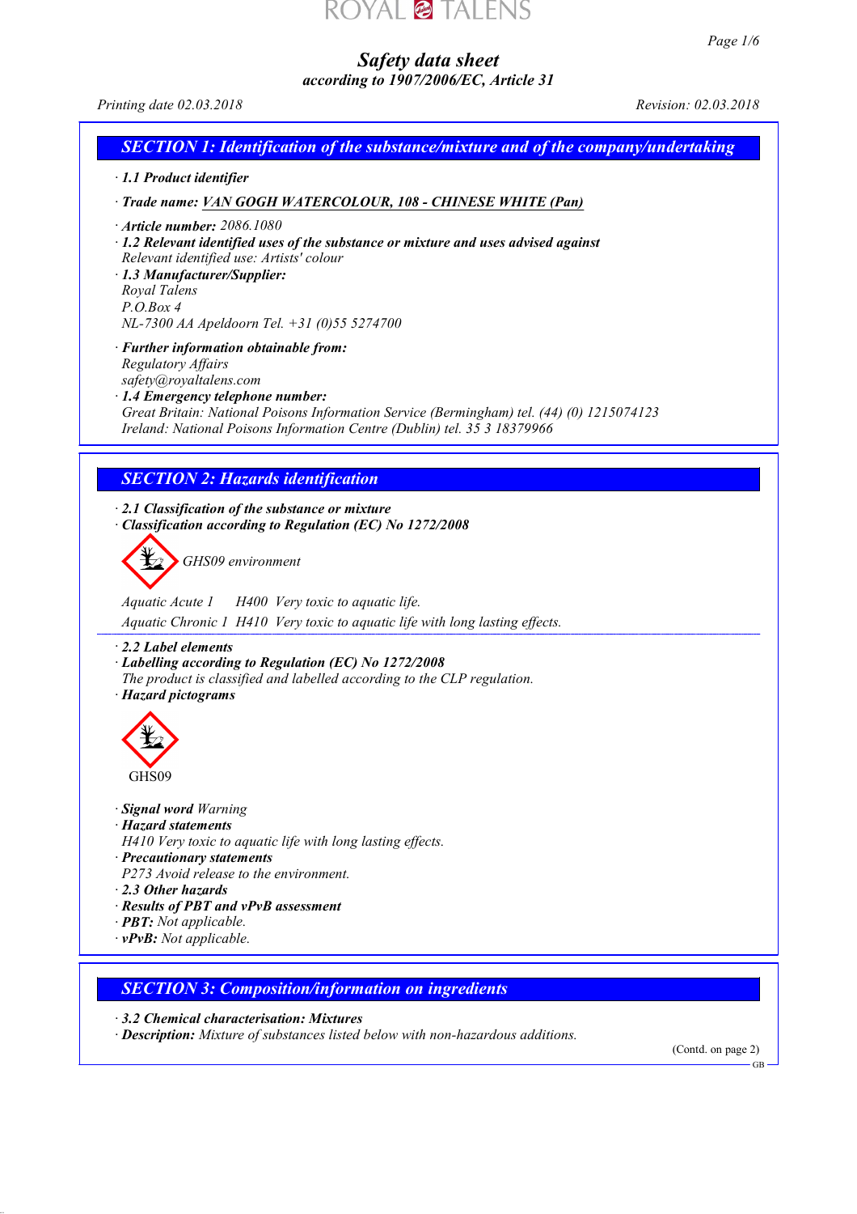# Safety data sheet

*according to 1907/2006/EC, Article 31*

*Printing date 02.03.2018* *Revision: 02.03.2018*

## SECTION 1: Identification of the substance/mixture and of the company/undertaking

· **1.1 Product identifier**

· **Trade name:** **VAN GOGH WATERCOLOUR, 108 - CHINESE WHITE (Pan)**

· **Article number:** 2086.1080

· **1.2 Relevant identified uses of the substance or mixture and uses advised against**
Relevant identified use: Artists' colour

· **1.3 Manufacturer/Supplier:**
Royal Talens
P.O.Box 4
NL-7300 AA Apeldoorn Tel. +31 (0)55 5274700

· **Further information obtainable from:**
Regulatory Affairs
safety@royaltalens.com

· **1.4 Emergency telephone number:**
Great Britain: National Poisons Information Service (Bermingham) tel. (44) (0) 1215074123
Ireland: National Poisons Information Centre (Dublin) tel. 35 3 18379966

## SECTION 2: Hazards identification

· **2.1 Classification of the substance or mixture**

· **Classification according to Regulation (EC) No 1272/2008**

GHS09 environment

Aquatic Acute 1 H400 Very toxic to aquatic life.

Aquatic Chronic 1 H410 Very toxic to aquatic life with long lasting effects.

· **2.2 Label elements**

· **Labelling according to Regulation (EC) No 1272/2008**
The product is classified and labelled according to the CLP regulation.

· **Hazard pictograms**

GHS09

· **Signal word** Warning

· **Hazard statements**
H410 Very toxic to aquatic life with long lasting effects.

· **Precautionary statements**
P273 Avoid release to the environment.

· **2.3 Other hazards**

· **Results of PBT and vPvB assessment**

· **PBT:** Not applicable.

· **vPvB:** Not applicable.

## SECTION 3: Composition/information on ingredients

· **3.2 Chemical characterisation: Mixtures**

· **Description:** Mixture of substances listed below with non-hazardous additions.

(Contd. on page 2)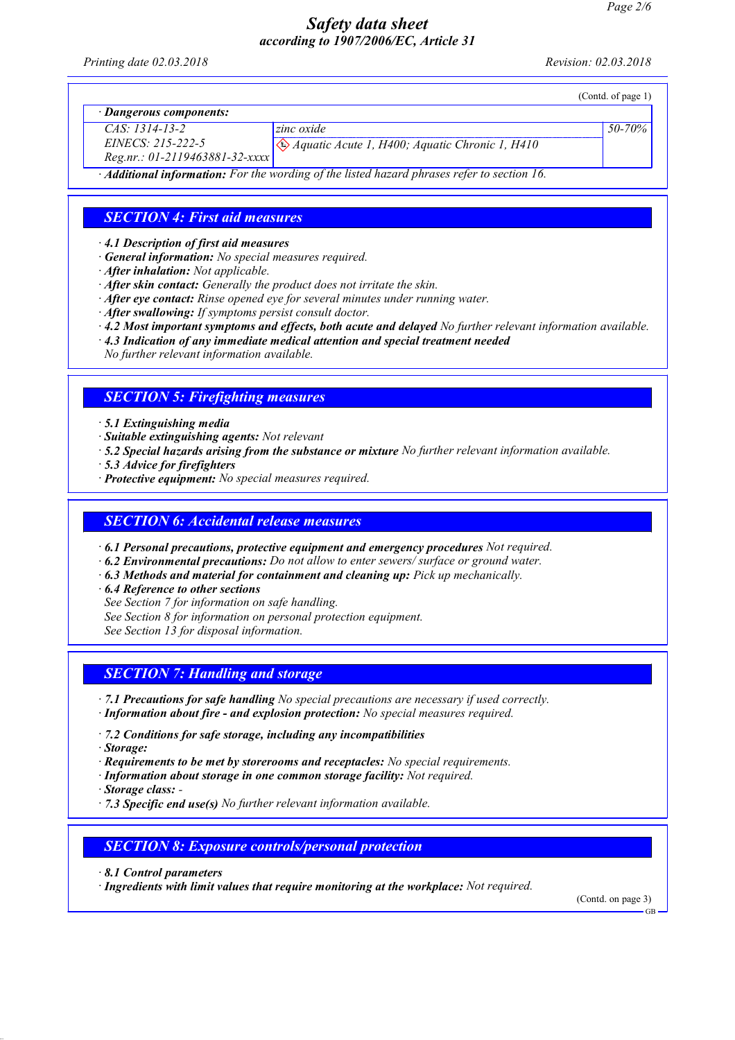(Contd. of page 1)

· **Dangerous components:**

| | | |
|---|---|---|
| CAS: 1314-13-2<br>EINECS: 215-222-5<br>Reg.nr.: 01-2119463881-32-xxxx | zinc oxide<br>Aquatic Acute 1, H400; Aquatic Chronic 1, H410 | 50-70% |

· **Additional information:** For the wording of the listed hazard phrases refer to section 16.

## SECTION 4: First aid measures

· **4.1 Description of first aid measures**
· **General information:** No special measures required.
· **After inhalation:** Not applicable.
· **After skin contact:** Generally the product does not irritate the skin.
· **After eye contact:** Rinse opened eye for several minutes under running water.
· **After swallowing:** If symptoms persist consult doctor.
· **4.2 Most important symptoms and effects, both acute and delayed** No further relevant information available.
· **4.3 Indication of any immediate medical attention and special treatment needed**
No further relevant information available.

## SECTION 5: Firefighting measures

· **5.1 Extinguishing media**
· **Suitable extinguishing agents:** Not relevant
· **5.2 Special hazards arising from the substance or mixture** No further relevant information available.
· **5.3 Advice for firefighters**
· **Protective equipment:** No special measures required.

## SECTION 6: Accidental release measures

· **6.1 Personal precautions, protective equipment and emergency procedures** Not required.
· **6.2 Environmental precautions:** Do not allow to enter sewers/ surface or ground water.
· **6.3 Methods and material for containment and cleaning up:** Pick up mechanically.
· **6.4 Reference to other sections**
See Section 7 for information on safe handling.
See Section 8 for information on personal protection equipment.
See Section 13 for disposal information.

## SECTION 7: Handling and storage

· **7.1 Precautions for safe handling** No special precautions are necessary if used correctly.
· **Information about fire - and explosion protection:** No special measures required.

· **7.2 Conditions for safe storage, including any incompatibilities**
· **Storage:**
· **Requirements to be met by storerooms and receptacles:** No special requirements.
· **Information about storage in one common storage facility:** Not required.
· **Storage class:** -
· **7.3 Specific end use(s)** No further relevant information available.

## SECTION 8: Exposure controls/personal protection

· **8.1 Control parameters**
· **Ingredients with limit values that require monitoring at the workplace:** Not required.

(Contd. on page 3)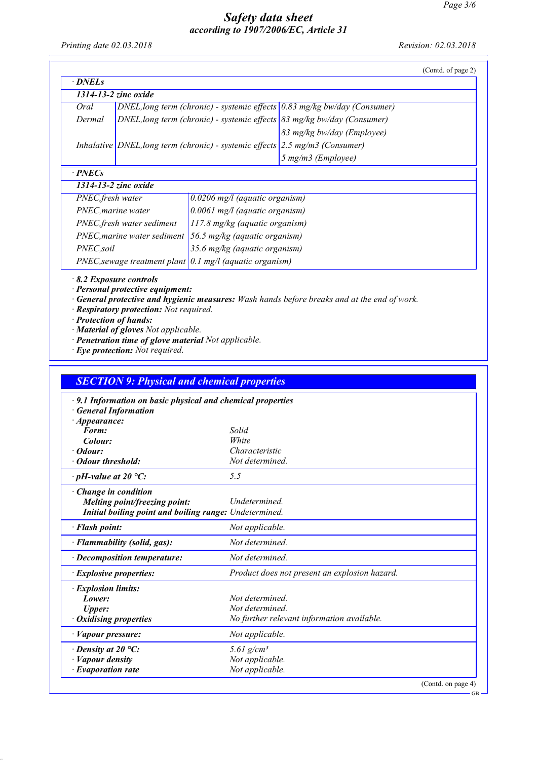(Contd. of page 2)

**· DNELs**

| 1314-13-2 zinc oxide | | |
|---|---|---|
| Oral | DNEL,long term (chronic) - systemic effects | 0.83 mg/kg bw/day (Consumer) |
| Dermal | DNEL,long term (chronic) - systemic effects | 83 mg/kg bw/day (Consumer) |
| | | 83 mg/kg bw/day (Employee) |
| Inhalative | DNEL,long term (chronic) - systemic effects | 2.5 mg/m3 (Consumer) |
| | | 5 mg/m3 (Employee) |

**· PNECs**

| 1314-13-2 zinc oxide | |
|---|---|
| PNEC,fresh water | 0.0206 mg/l (aquatic organism) |
| PNEC,marine water | 0.0061 mg/l (aquatic organism) |
| PNEC,fresh water sediment | 117.8 mg/kg (aquatic organism) |
| PNEC,marine water sediment | 56.5 mg/kg (aquatic organism) |
| PNEC,soil | 35.6 mg/kg (aquatic organism) |
| PNEC,sewage treatment plant | 0.1 mg/l (aquatic organism) |

**· 8.2 Exposure controls**

**· Personal protective equipment:**

**· General protective and hygienic measures:** Wash hands before breaks and at the end of work.

**· Respiratory protection:** Not required.

**· Protection of hands:**

**· Material of gloves** Not applicable.

**· Penetration time of glove material** Not applicable.

**· Eye protection:** Not required.

## SECTION 9: Physical and chemical properties

**· 9.1 Information on basic physical and chemical properties**

**· General Information**

| Property | Value |
|---|---|
| **· Appearance:** | |
| **Form:** | Solid |
| **Colour:** | White |
| **· Odour:** | Characteristic |
| **· Odour threshold:** | Not determined. |
| **· pH-value at 20 °C:** | 5.5 |
| **· Change in condition** | |
| **Melting point/freezing point:** | Undetermined. |
| **Initial boiling point and boiling range:** | Undetermined. |
| **· Flash point:** | Not applicable. |
| **· Flammability (solid, gas):** | Not determined. |
| **· Decomposition temperature:** | Not determined. |
| **· Explosive properties:** | Product does not present an explosion hazard. |
| **· Explosion limits:** | |
| **Lower:** | Not determined. |
| **Upper:** | Not determined. |
| **· Oxidising properties** | No further relevant information available. |
| **· Vapour pressure:** | Not applicable. |
| **· Density at 20 °C:** | 5.61 g/cm³ |
| **· Vapour density** | Not applicable. |
| **· Evaporation rate** | Not applicable. |

(Contd. on page 4)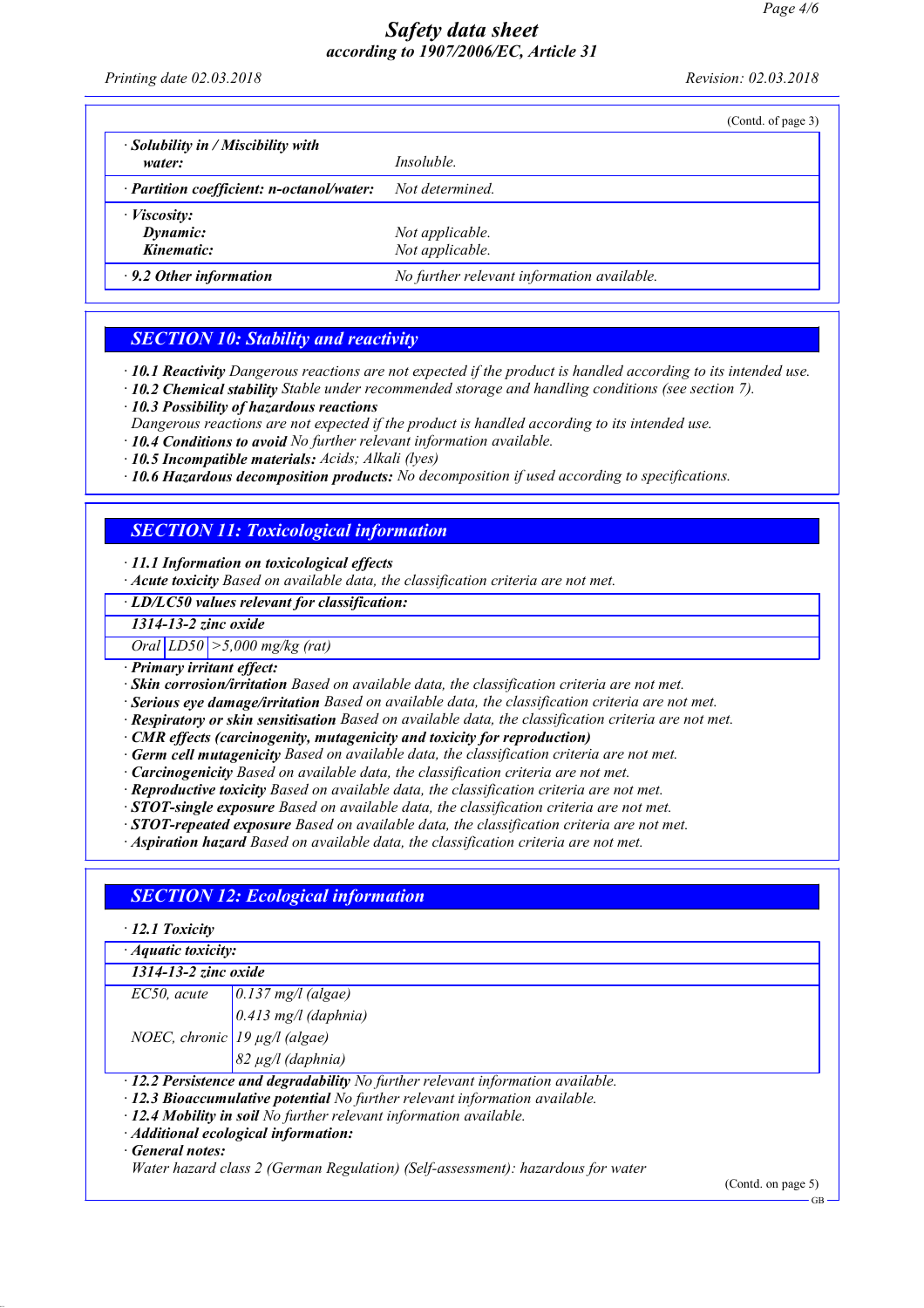(Contd. of page 3)

| | |
|---|---|
| · **Solubility in / Miscibility with water:** | *Insoluble.* |
| · **Partition coefficient: n-octanol/water:** | *Not determined.* |
| · **Viscosity:** | |
| **Dynamic:** | *Not applicable.* |
| **Kinematic:** | *Not applicable.* |
| · **9.2 Other information** | *No further relevant information available.* |

## SECTION 10: Stability and reactivity

· **10.1 Reactivity** *Dangerous reactions are not expected if the product is handled according to its intended use.*
· **10.2 Chemical stability** *Stable under recommended storage and handling conditions (see section 7).*
· **10.3 Possibility of hazardous reactions**
*Dangerous reactions are not expected if the product is handled according to its intended use.*
· **10.4 Conditions to avoid** *No further relevant information available.*
· **10.5 Incompatible materials:** *Acids; Alkali (lyes)*
· **10.6 Hazardous decomposition products:** *No decomposition if used according to specifications.*

## SECTION 11: Toxicological information

· **11.1 Information on toxicological effects**
· **Acute toxicity** *Based on available data, the classification criteria are not met.*

| · LD/LC50 values relevant for classification: | | |
|---|---|---|
| **1314-13-2 zinc oxide** | | |
| Oral | LD50 | >5,000 mg/kg (rat) |

· **Primary irritant effect:**
· **Skin corrosion/irritation** *Based on available data, the classification criteria are not met.*
· **Serious eye damage/irritation** *Based on available data, the classification criteria are not met.*
· **Respiratory or skin sensitisation** *Based on available data, the classification criteria are not met.*
· **CMR effects (carcinogenity, mutagenicity and toxicity for reproduction)**
· **Germ cell mutagenicity** *Based on available data, the classification criteria are not met.*
· **Carcinogenicity** *Based on available data, the classification criteria are not met.*
· **Reproductive toxicity** *Based on available data, the classification criteria are not met.*
· **STOT-single exposure** *Based on available data, the classification criteria are not met.*
· **STOT-repeated exposure** *Based on available data, the classification criteria are not met.*
· **Aspiration hazard** *Based on available data, the classification criteria are not met.*

## SECTION 12: Ecological information

· **12.1 Toxicity**

| · Aquatic toxicity: | |
|---|---|
| **1314-13-2 zinc oxide** | |
| EC50, acute | 0.137 mg/l (algae) |
| | 0.413 mg/l (daphnia) |
| NOEC, chronic | 19 µg/l (algae) |
| | 82 µg/l (daphnia) |

· **12.2 Persistence and degradability** *No further relevant information available.*
· **12.3 Bioaccumulative potential** *No further relevant information available.*
· **12.4 Mobility in soil** *No further relevant information available.*
· **Additional ecological information:**
· **General notes:**
*Water hazard class 2 (German Regulation) (Self-assessment): hazardous for water*

(Contd. on page 5)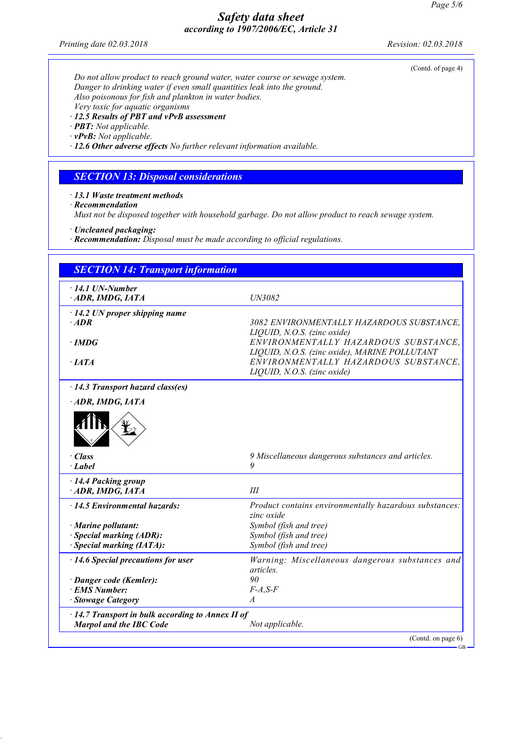(Contd. of page 4)

Do not allow product to reach ground water, water course or sewage system.
Danger to drinking water if even small quantities leak into the ground.
Also poisonous for fish and plankton in water bodies.
Very toxic for aquatic organisms

- **12.5 Results of PBT and vPvB assessment**
- **PBT:** Not applicable.
- **vPvB:** Not applicable.
- **12.6 Other adverse effects** No further relevant information available.

## SECTION 13: Disposal considerations

- **13.1 Waste treatment methods**
- **Recommendation**

Must not be disposed together with household garbage. Do not allow product to reach sewage system.

- **Uncleaned packaging:**
- **Recommendation:** Disposal must be made according to official regulations.

## SECTION 14: Transport information

| | |
|---|---|
| **· 14.1 UN-Number** | |
| **· ADR, IMDG, IATA** | UN3082 |
| **· 14.2 UN proper shipping name** | |
| **· ADR** | 3082 ENVIRONMENTALLY HAZARDOUS SUBSTANCE, LIQUID, N.O.S. (zinc oxide) |
| **· IMDG** | ENVIRONMENTALLY HAZARDOUS SUBSTANCE, LIQUID, N.O.S. (zinc oxide), MARINE POLLUTANT |
| **· IATA** | ENVIRONMENTALLY HAZARDOUS SUBSTANCE, LIQUID, N.O.S. (zinc oxide) |
| **· 14.3 Transport hazard class(es)** | |
| **· ADR, IMDG, IATA** | |
| **· Class** | 9 Miscellaneous dangerous substances and articles. |
| **· Label** | 9 |
| **· 14.4 Packing group** | |
| **· ADR, IMDG, IATA** | III |
| **· 14.5 Environmental hazards:** | Product contains environmentally hazardous substances: zinc oxide |
| **· Marine pollutant:** | Symbol (fish and tree) |
| **· Special marking (ADR):** | Symbol (fish and tree) |
| **· Special marking (IATA):** | Symbol (fish and tree) |
| **· 14.6 Special precautions for user** | Warning: Miscellaneous dangerous substances and articles. |
| **· Danger code (Kemler):** | 90 |
| **· EMS Number:** | F-A,S-F |
| **· Stowage Category** | A |
| **· 14.7 Transport in bulk according to Annex II of Marpol and the IBC Code** | Not applicable. |

(Contd. on page 6)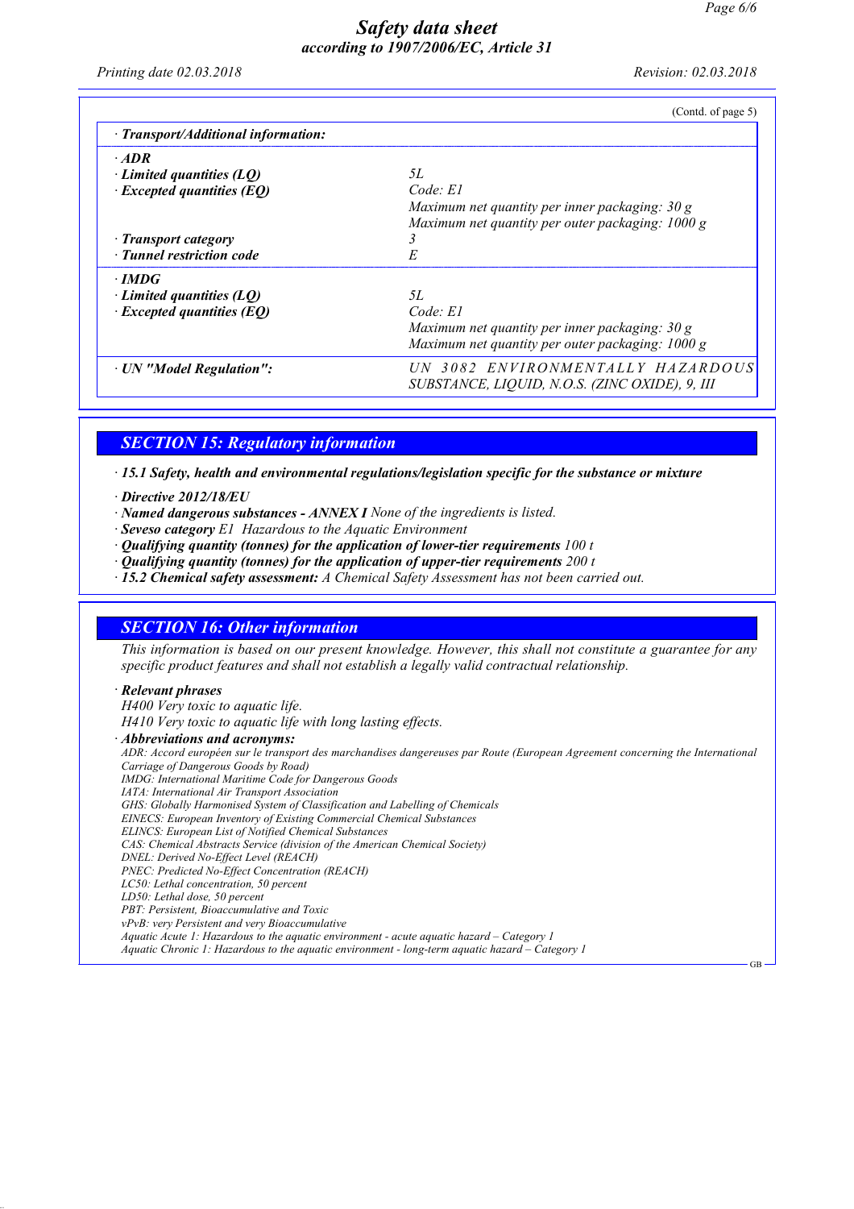(Contd. of page 5)

| · Transport/Additional information: | |
|---|---|
| · **ADR** | |
| · **Limited quantities (LQ)** | 5L |
| · **Excepted quantities (EQ)** | Code: E1<br>Maximum net quantity per inner packaging: 30 g<br>Maximum net quantity per outer packaging: 1000 g |
| · **Transport category** | 3 |
| · **Tunnel restriction code** | E |
| · **IMDG** | |
| · **Limited quantities (LQ)** | 5L |
| · **Excepted quantities (EQ)** | Code: E1<br>Maximum net quantity per inner packaging: 30 g<br>Maximum net quantity per outer packaging: 1000 g |
| · **UN "Model Regulation":** | UN 3082 ENVIRONMENTALLY HAZARDOUS SUBSTANCE, LIQUID, N.O.S. (ZINC OXIDE), 9, III |

## SECTION 15: Regulatory information

· **15.1 Safety, health and environmental regulations/legislation specific for the substance or mixture**

· **Directive 2012/18/EU**
· **Named dangerous substances - ANNEX I** None of the ingredients is listed.
· **Seveso category** E1 Hazardous to the Aquatic Environment
· **Qualifying quantity (tonnes) for the application of lower-tier requirements** 100 t
· **Qualifying quantity (tonnes) for the application of upper-tier requirements** 200 t
· **15.2 Chemical safety assessment:** A Chemical Safety Assessment has not been carried out.

## SECTION 16: Other information

This information is based on our present knowledge. However, this shall not constitute a guarantee for any specific product features and shall not establish a legally valid contractual relationship.

· **Relevant phrases**
H400 Very toxic to aquatic life.
H410 Very toxic to aquatic life with long lasting effects.

· **Abbreviations and acronyms:**
ADR: Accord européen sur le transport des marchandises dangereuses par Route (European Agreement concerning the International Carriage of Dangerous Goods by Road)
IMDG: International Maritime Code for Dangerous Goods
IATA: International Air Transport Association
GHS: Globally Harmonised System of Classification and Labelling of Chemicals
EINECS: European Inventory of Existing Commercial Chemical Substances
ELINCS: European List of Notified Chemical Substances
CAS: Chemical Abstracts Service (division of the American Chemical Society)
DNEL: Derived No-Effect Level (REACH)
PNEC: Predicted No-Effect Concentration (REACH)
LC50: Lethal concentration, 50 percent
LD50: Lethal dose, 50 percent
PBT: Persistent, Bioaccumulative and Toxic
vPvB: very Persistent and very Bioaccumulative
Aquatic Acute 1: Hazardous to the aquatic environment - acute aquatic hazard – Category 1
Aquatic Chronic 1: Hazardous to the aquatic environment - long-term aquatic hazard – Category 1